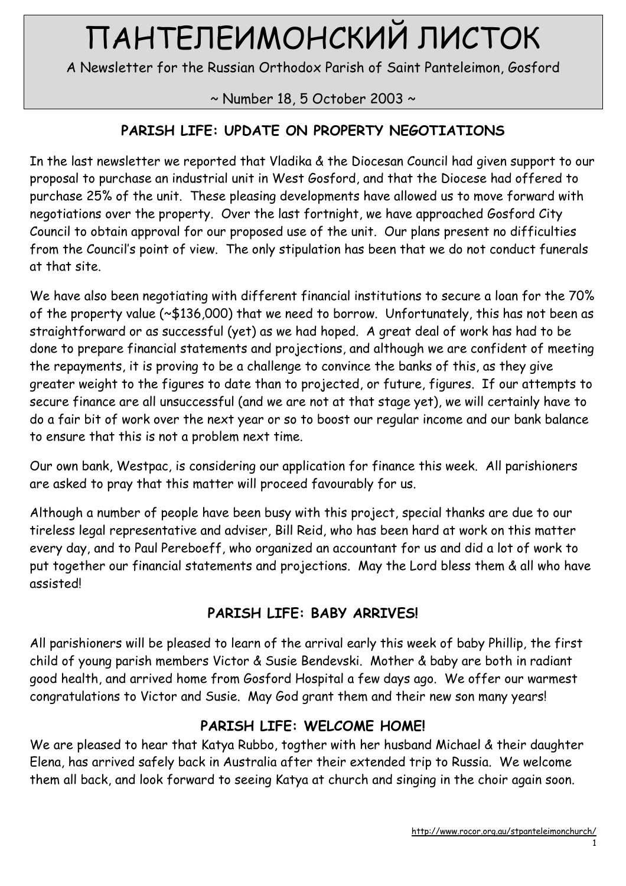# ПАНТЕЛЕИМОНСКИЙ ЛИСТОК

A Newsletter for the Russian Orthodox Parish of Saint Panteleimon, Gosford

~ Number 18, 5 October 2003 ~

## PARISH LIFE: UPDATE ON PROPERTY NEGOTIATIONS

In the last newsletter we reported that Vladika & the Diocesan Council had given support to our proposal to purchase an industrial unit in West Gosford, and that the Diocese had offered to purchase 25% of the unit. These pleasing developments have allowed us to move forward with negotiations over the property. Over the last fortnight, we have approached Gosford City Council to obtain approval for our proposed use of the unit. Our plans present no difficulties from the Council's point of view. The only stipulation has been that we do not conduct funerals at that site.

We have also been negotiating with different financial institutions to secure a loan for the 70% of the property value (~$136,000) that we need to borrow. Unfortunately, this has not been as straightforward or as successful (yet) as we had hoped. A great deal of work has had to be done to prepare financial statements and projections, and although we are confident of meeting the repayments, it is proving to be a challenge to convince the banks of this, as they give greater weight to the figures to date than to projected, or future, figures. If our attempts to secure finance are all unsuccessful (and we are not at that stage yet), we will certainly have to do a fair bit of work over the next year or so to boost our regular income and our bank balance to ensure that this is not a problem next time.

Our own bank, Westpac, is considering our application for finance this week. All parishioners are asked to pray that this matter will proceed favourably for us.

Although a number of people have been busy with this project, special thanks are due to our tireless legal representative and adviser, Bill Reid, who has been hard at work on this matter every day, and to Paul Pereboeff, who organized an accountant for us and did a lot of work to put together our financial statements and projections. May the Lord bless them & all who have assisted!

## PARISH LIFE: BABY ARRIVES!

All parishioners will be pleased to learn of the arrival early this week of baby Phillip, the first child of young parish members Victor & Susie Bendevski. Mother & baby are both in radiant good health, and arrived home from Gosford Hospital a few days ago. We offer our warmest congratulations to Victor and Susie. May God grant them and their new son many years!

## PARISH LIFE: WELCOME HOME!

We are pleased to hear that Katya Rubbo, togther with her husband Michael & their daughter Elena, has arrived safely back in Australia after their extended trip to Russia. We welcome them all back, and look forward to seeing Katya at church and singing in the choir again soon.

http://www.rocor.org.au/stpanteleimonchurch/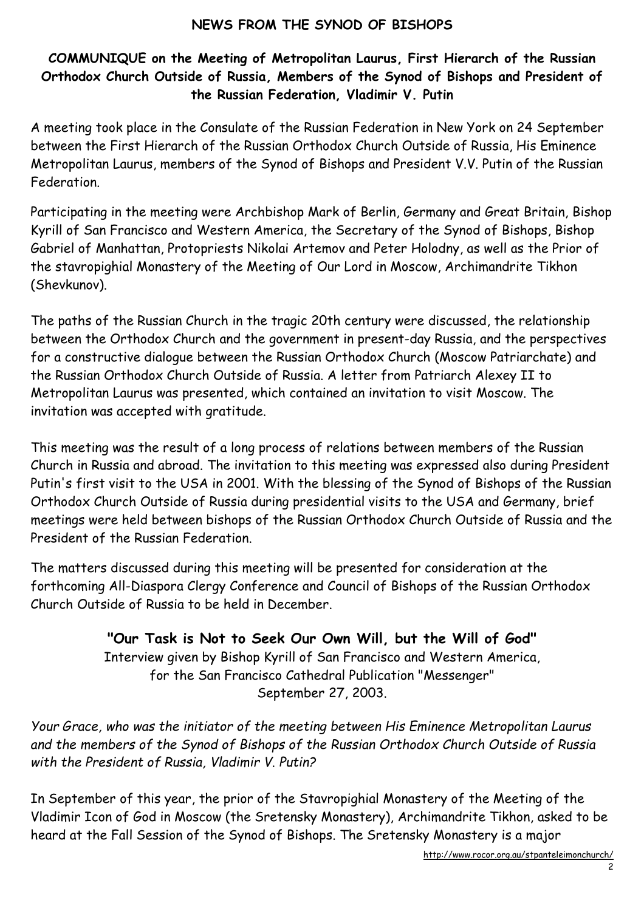## NEWS FROM THE SYNOD OF BISHOPS

### COMMUNIQUE on the Meeting of Metropolitan Laurus, First Hierarch of the Russian Orthodox Church Outside of Russia, Members of the Synod of Bishops and President of the Russian Federation, Vladimir V. Putin

A meeting took place in the Consulate of the Russian Federation in New York on 24 September between the First Hierarch of the Russian Orthodox Church Outside of Russia, His Eminence Metropolitan Laurus, members of the Synod of Bishops and President V.V. Putin of the Russian Federation.

Participating in the meeting were Archbishop Mark of Berlin, Germany and Great Britain, Bishop Kyrill of San Francisco and Western America, the Secretary of the Synod of Bishops, Bishop Gabriel of Manhattan, Protopriests Nikolai Artemov and Peter Holodny, as well as the Prior of the stavropighial Monastery of the Meeting of Our Lord in Moscow, Archimandrite Tikhon (Shevkunov).

The paths of the Russian Church in the tragic 20th century were discussed, the relationship between the Orthodox Church and the government in present-day Russia, and the perspectives for a constructive dialogue between the Russian Orthodox Church (Moscow Patriarchate) and the Russian Orthodox Church Outside of Russia. A letter from Patriarch Alexey II to Metropolitan Laurus was presented, which contained an invitation to visit Moscow. The invitation was accepted with gratitude.

This meeting was the result of a long process of relations between members of the Russian Church in Russia and abroad. The invitation to this meeting was expressed also during President Putin's first visit to the USA in 2001. With the blessing of the Synod of Bishops of the Russian Orthodox Church Outside of Russia during presidential visits to the USA and Germany, brief meetings were held between bishops of the Russian Orthodox Church Outside of Russia and the President of the Russian Federation.

The matters discussed during this meeting will be presented for consideration at the forthcoming All-Diaspora Clergy Conference and Council of Bishops of the Russian Orthodox Church Outside of Russia to be held in December.

### "Our Task is Not to Seek Our Own Will, but the Will of God"

Interview given by Bishop Kyrill of San Francisco and Western America, for the San Francisco Cathedral Publication "Messenger" September 27, 2003.

*Your Grace, who was the initiator of the meeting between His Eminence Metropolitan Laurus and the members of the Synod of Bishops of the Russian Orthodox Church Outside of Russia with the President of Russia, Vladimir V. Putin?*

In September of this year, the prior of the Stavropighial Monastery of the Meeting of the Vladimir Icon of God in Moscow (the Sretensky Monastery), Archimandrite Tikhon, asked to be heard at the Fall Session of the Synod of Bishops. The Sretensky Monastery is a major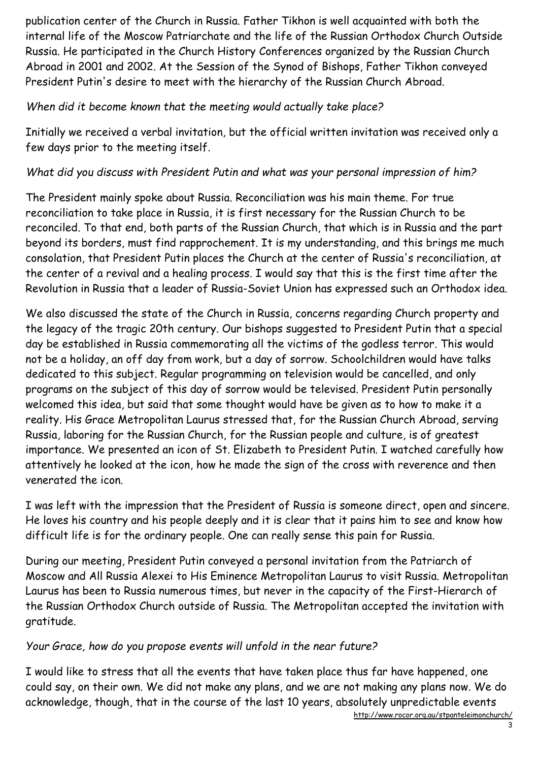publication center of the Church in Russia. Father Tikhon is well acquainted with both the internal life of the Moscow Patriarchate and the life of the Russian Orthodox Church Outside Russia. He participated in the Church History Conferences organized by the Russian Church Abroad in 2001 and 2002. At the Session of the Synod of Bishops, Father Tikhon conveyed President Putin's desire to meet with the hierarchy of the Russian Church Abroad.

*When did it become known that the meeting would actually take place?*

Initially we received a verbal invitation, but the official written invitation was received only a few days prior to the meeting itself.

*What did you discuss with President Putin and what was your personal impression of him?*

The President mainly spoke about Russia. Reconciliation was his main theme. For true reconciliation to take place in Russia, it is first necessary for the Russian Church to be reconciled. To that end, both parts of the Russian Church, that which is in Russia and the part beyond its borders, must find rapprochement. It is my understanding, and this brings me much consolation, that President Putin places the Church at the center of Russia's reconciliation, at the center of a revival and a healing process. I would say that this is the first time after the Revolution in Russia that a leader of Russia-Soviet Union has expressed such an Orthodox idea.

We also discussed the state of the Church in Russia, concerns regarding Church property and the legacy of the tragic 20th century. Our bishops suggested to President Putin that a special day be established in Russia commemorating all the victims of the godless terror. This would not be a holiday, an off day from work, but a day of sorrow. Schoolchildren would have talks dedicated to this subject. Regular programming on television would be cancelled, and only programs on the subject of this day of sorrow would be televised. President Putin personally welcomed this idea, but said that some thought would have be given as to how to make it a reality. His Grace Metropolitan Laurus stressed that, for the Russian Church Abroad, serving Russia, laboring for the Russian Church, for the Russian people and culture, is of greatest importance. We presented an icon of St. Elizabeth to President Putin. I watched carefully how attentively he looked at the icon, how he made the sign of the cross with reverence and then venerated the icon.

I was left with the impression that the President of Russia is someone direct, open and sincere. He loves his country and his people deeply and it is clear that it pains him to see and know how difficult life is for the ordinary people. One can really sense this pain for Russia.

During our meeting, President Putin conveyed a personal invitation from the Patriarch of Moscow and All Russia Alexei to His Eminence Metropolitan Laurus to visit Russia. Metropolitan Laurus has been to Russia numerous times, but never in the capacity of the First-Hierarch of the Russian Orthodox Church outside of Russia. The Metropolitan accepted the invitation with gratitude.

*Your Grace, how do you propose events will unfold in the near future?*

I would like to stress that all the events that have taken place thus far have happened, one could say, on their own. We did not make any plans, and we are not making any plans now. We do acknowledge, though, that in the course of the last 10 years, absolutely unpredictable events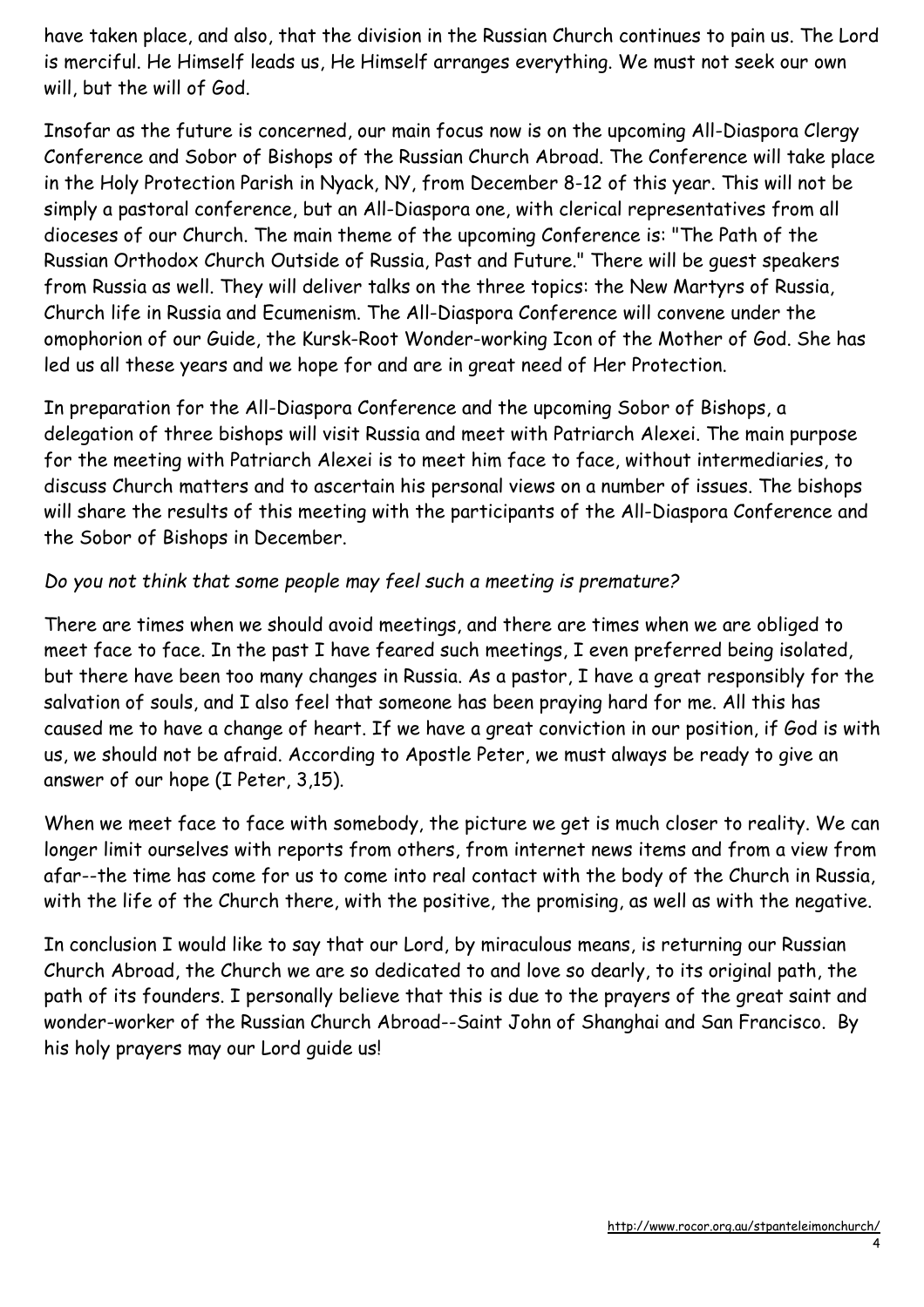have taken place, and also, that the division in the Russian Church continues to pain us. The Lord is merciful. He Himself leads us, He Himself arranges everything. We must not seek our own will, but the will of God.

Insofar as the future is concerned, our main focus now is on the upcoming All-Diaspora Clergy Conference and Sobor of Bishops of the Russian Church Abroad. The Conference will take place in the Holy Protection Parish in Nyack, NY, from December 8-12 of this year. This will not be simply a pastoral conference, but an All-Diaspora one, with clerical representatives from all dioceses of our Church. The main theme of the upcoming Conference is: "The Path of the Russian Orthodox Church Outside of Russia, Past and Future." There will be guest speakers from Russia as well. They will deliver talks on the three topics: the New Martyrs of Russia, Church life in Russia and Ecumenism. The All-Diaspora Conference will convene under the omophorion of our Guide, the Kursk-Root Wonder-working Icon of the Mother of God. She has led us all these years and we hope for and are in great need of Her Protection.

In preparation for the All-Diaspora Conference and the upcoming Sobor of Bishops, a delegation of three bishops will visit Russia and meet with Patriarch Alexei. The main purpose for the meeting with Patriarch Alexei is to meet him face to face, without intermediaries, to discuss Church matters and to ascertain his personal views on a number of issues. The bishops will share the results of this meeting with the participants of the All-Diaspora Conference and the Sobor of Bishops in December.

*Do you not think that some people may feel such a meeting is premature?*

There are times when we should avoid meetings, and there are times when we are obliged to meet face to face. In the past I have feared such meetings, I even preferred being isolated, but there have been too many changes in Russia. As a pastor, I have a great responsibly for the salvation of souls, and I also feel that someone has been praying hard for me. All this has caused me to have a change of heart. If we have a great conviction in our position, if God is with us, we should not be afraid. According to Apostle Peter, we must always be ready to give an answer of our hope (I Peter, 3,15).

When we meet face to face with somebody, the picture we get is much closer to reality. We can longer limit ourselves with reports from others, from internet news items and from a view from afar--the time has come for us to come into real contact with the body of the Church in Russia, with the life of the Church there, with the positive, the promising, as well as with the negative.

In conclusion I would like to say that our Lord, by miraculous means, is returning our Russian Church Abroad, the Church we are so dedicated to and love so dearly, to its original path, the path of its founders. I personally believe that this is due to the prayers of the great saint and wonder-worker of the Russian Church Abroad--Saint John of Shanghai and San Francisco. By his holy prayers may our Lord guide us!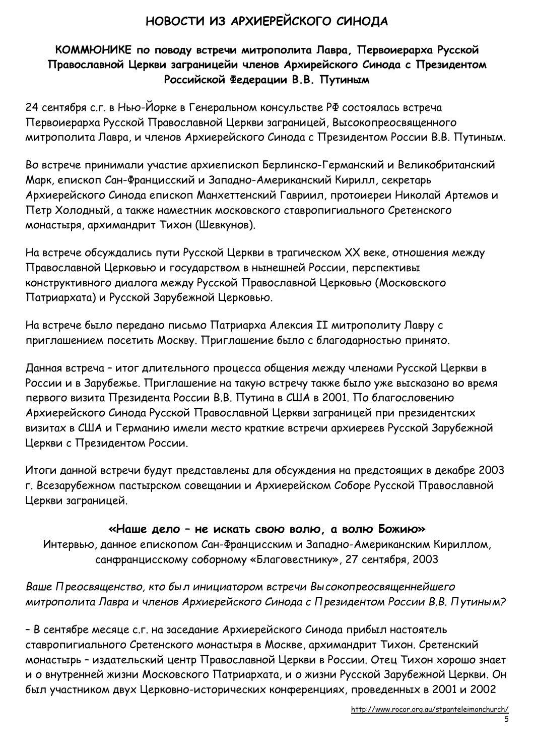# НОВОСТИ ИЗ АРХИЕРЕЙСКОГО СИНОДА

### КОММЮНИКЕ по поводу встречи митрополита Лавра, Первоиерарха Русской Православной Церкви заграницейи членов Архирейского Синода с Президентом Российской Федерации В.В. Путиным

24 сентября с.г. в Нью-Йорке в Генеральном консульстве РФ состоялась встреча Первоиерарха Русской Православной Церкви заграницей, Высокопреосвященного митрополита Лавра, и членов Архиерейского Синода с Президентом России В.В. Путиным.

Во встрече принимали участие архиепископ Берлинско-Германский и Великобританский Марк, епископ Сан-Францисский и Западно-Американский Кирилл, секретарь Архиерейского Синода епископ Манхеттенский Гавриил, протоиереи Николай Артемов и Петр Холодный, а также наместник московского ставропигиального Сретенского монастыря, архимандрит Тихон (Шевкунов).

На встрече обсуждались пути Русской Церкви в трагическом XX веке, отношения между Православной Церковью и государством в нынешней России, перспективы конструктивного диалога между Русской Православной Церковью (Московского Патриархата) и Русской Зарубежной Церковью.

На встрече было передано письмо Патриарха Алексия II митрополиту Лавру с приглашением посетить Москву. Приглашение было с благодарностью принято.

Данная встреча – итог длительного процесса общения между членами Русской Церкви в России и в Зарубежье. Приглашение на такую встречу также было уже высказано во время первого визита Президента России В.В. Путина в США в 2001. По благословению Архиерейского Синода Русской Православной Церкви заграницей при президентских визитах в США и Германию имели место краткие встречи архиереев Русской Зарубежной Церкви с Президентом России.

Итоги данной встречи будут представлены для обсуждения на предстоящих в декабре 2003 г. Всезарубежном пастырском совещании и Архиерейском Соборе Русской Православной Церкви заграницей.

### «Наше дело – не искать свою волю, а волю Божию»

Интервью, данное епископом Сан-Францисским и Западно-Американским Кириллом, санфранцисскому соборному «Благовестнику», 27 сентября, 2003

*Ваше Преосвященство, кто был инициатором встречи Высокопреосвященнейшего митрополита Лавра и членов Архиерейского Синода с Президентом России В.В. Путиным?*

– В сентябре месяце с.г. на заседание Архиерейского Синода прибыл настоятель ставропигиального Сретенского монастыря в Москве, архимандрит Тихон. Сретенский монастырь – издательский центр Православной Церкви в России. Отец Тихон хорошо знает и о внутренней жизни Московского Патриархата, и о жизни Русской Зарубежной Церкви. Он был участником двух Церковно-исторических конференциях, проведенных в 2001 и 2002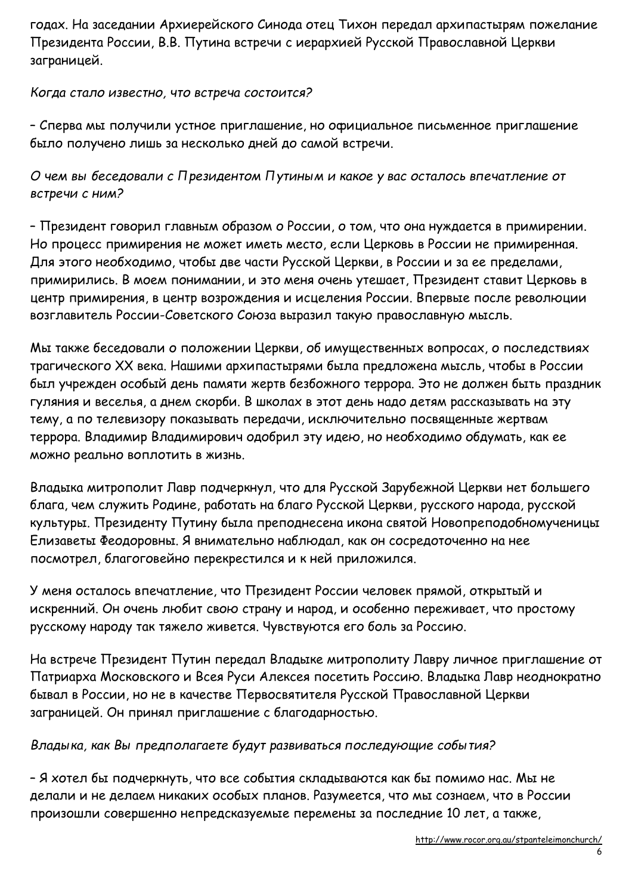годах. На заседании Архиерейского Синода отец Тихон передал архипастырям пожелание Президента России, В.В. Путина встречи с иерархией Русской Православной Церкви заграницей.

*Когда стало известно, что встреча состоится?*

– Сперва мы получили устное приглашение, но официальное письменное приглашение было получено лишь за несколько дней до самой встречи.

*О чем вы беседовали с Президентом Путиным и какое у вас осталось впечатление от встречи с ним?*

– Президент говорил главным образом о России, о том, что она нуждается в примирении. Но процесс примирения не может иметь место, если Церковь в России не примиренная. Для этого необходимо, чтобы две части Русской Церкви, в России и за ее пределами, примирились. В моем понимании, и это меня очень утешает, Президент ставит Церковь в центр примирения, в центр возрождения и исцеления России. Впервые после революции возглавитель России-Советского Союза выразил такую православную мысль.

Мы также беседовали о положении Церкви, об имущественных вопросах, о последствиях трагического XX века. Нашими архипастырями была предложена мысль, чтобы в России был учрежден особый день памяти жертв безбожного террора. Это не должен быть праздник гуляния и веселья, а днем скорби. В школах в этот день надо детям рассказывать на эту тему, а по телевизору показывать передачи, исключительно посвященные жертвам террора. Владимир Владимирович одобрил эту идею, но необходимо обдумать, как ее можно реально воплотить в жизнь.

Владыка митрополит Лавр подчеркнул, что для Русской Зарубежной Церкви нет большего блага, чем служить Родине, работать на благо Русской Церкви, русского народа, русской культуры. Президенту Путину была преподнесена икона святой Новопреподобномученицы Елизаветы Феодоровны. Я внимательно наблюдал, как он сосредоточенно на нее посмотрел, благоговейно перекрестился и к ней приложился.

У меня осталось впечатление, что Президент России человек прямой, открытый и искренний. Он очень любит свою страну и народ, и особенно переживает, что простому русскому народу так тяжело живется. Чувствуются его боль за Россию.

На встрече Президент Путин передал Владыке митрополиту Лавру личное приглашение от Патриарха Московского и Всея Руси Алексея посетить Россию. Владыка Лавр неоднократно бывал в России, но не в качестве Первосвятителя Русской Православной Церкви заграницей. Он принял приглашение с благодарностью.

*Владыка, как Вы предполагаете будут развиваться последующие события?*

– Я хотел бы подчеркнуть, что все события складываются как бы помимо нас. Мы не делали и не делаем никаких особых планов. Разумеется, что мы сознаем, что в России произошли совершенно непредсказуемые перемены за последние 10 лет, а также,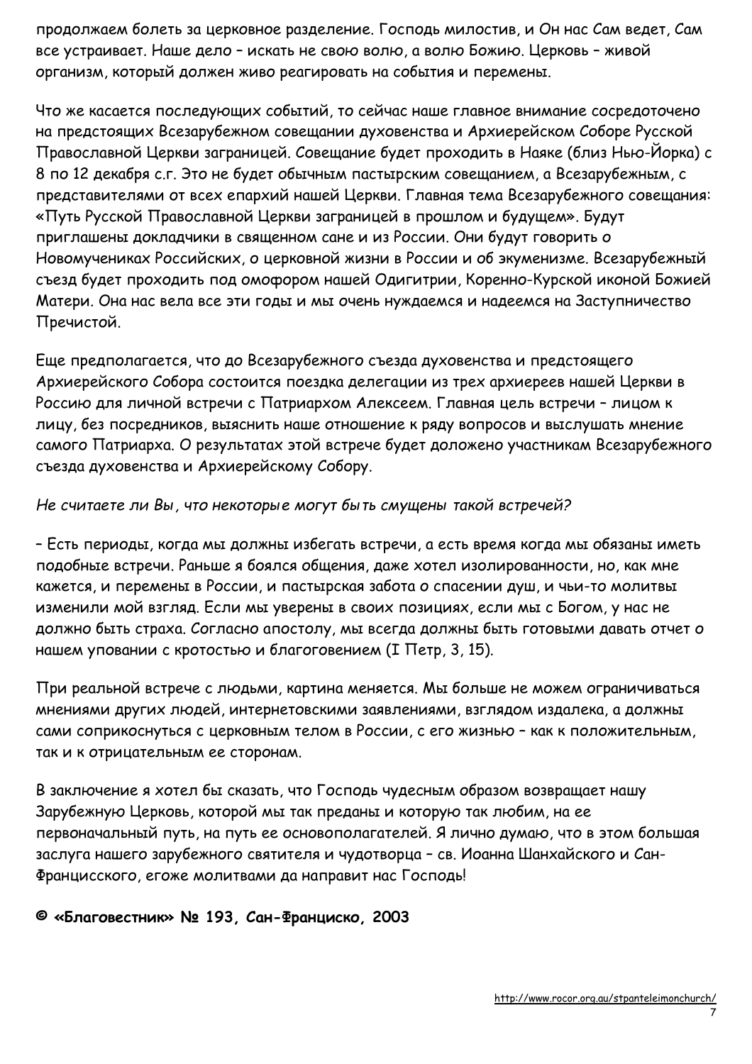продолжаем болеть за церковное разделение. Господь милостив, и Он нас Сам ведет, Сам все устраивает. Наше дело – искать не свою волю, а волю Божию. Церковь – живой организм, который должен живо реагировать на события и перемены.

Что же касается последующих событий, то сейчас наше главное внимание сосредоточено на предстоящих Всезарубежном совещании духовенства и Архиерейском Соборе Русской Православной Церкви заграницей. Совещание будет проходить в Наяке (близ Нью-Йорка) с 8 по 12 декабря с.г. Это не будет обычным пастырским совещанием, а Всезарубежным, с представителями от всех епархий нашей Церкви. Главная тема Всезарубежного совещания: «Путь Русской Православной Церкви заграницей в прошлом и будущем». Будут приглашены докладчики в священном сане и из России. Они будут говорить о Новомучениках Российских, о церковной жизни в России и об экуменизме. Всезарубежный съезд будет проходить под омофором нашей Одигитрии, Коренно-Курской иконой Божией Матери. Она нас вела все эти годы и мы очень нуждаемся и надеемся на Заступничество Пречистой.

Еще предполагается, что до Всезарубежного съезда духовенства и предстоящего Архиерейского Собора состоится поездка делегации из трех архиереев нашей Церкви в Россию для личной встречи с Патриархом Алексеем. Главная цель встречи – лицом к лицу, без посредников, выяснить наше отношение к ряду вопросов и выслушать мнение самого Патриарха. О результатах этой встрече будет доложено участникам Всезарубежного съезда духовенства и Архиерейскому Собору.

*Не считаете ли Вы, что некоторые могут быть смущены такой встречей?*

– Есть периоды, когда мы должны избегать встречи, а есть время когда мы обязаны иметь подобные встречи. Раньше я боялся общения, даже хотел изолированности, но, как мне кажется, и перемены в России, и пастырская забота о спасении душ, и чьи-то молитвы изменили мой взгляд. Если мы уверены в своих позициях, если мы с Богом, у нас не должно быть страха. Согласно апостолу, мы всегда должны быть готовыми давать отчет о нашем уповании с кротостью и благоговением (I Петр, 3, 15).

При реальной встрече с людьми, картина меняется. Мы больше не можем ограничиваться мнениями других людей, интернетовскими заявлениями, взглядом издалека, а должны сами соприкоснуться с церковным телом в России, с его жизнью – как к положительным, так и к отрицательным ее сторонам.

В заключение я хотел бы сказать, что Господь чудесным образом возвращает нашу Зарубежную Церковь, которой мы так преданы и которую так любим, на ее первоначальный путь, на путь ее основополагателей. Я лично думаю, что в этом большая заслуга нашего зарубежного святителя и чудотворца – св. Иоанна Шанхайского и Сан-Францисского, егоже молитвами да направит нас Господь!

**© «Благовестник» № 193, Сан-Франциско, 2003**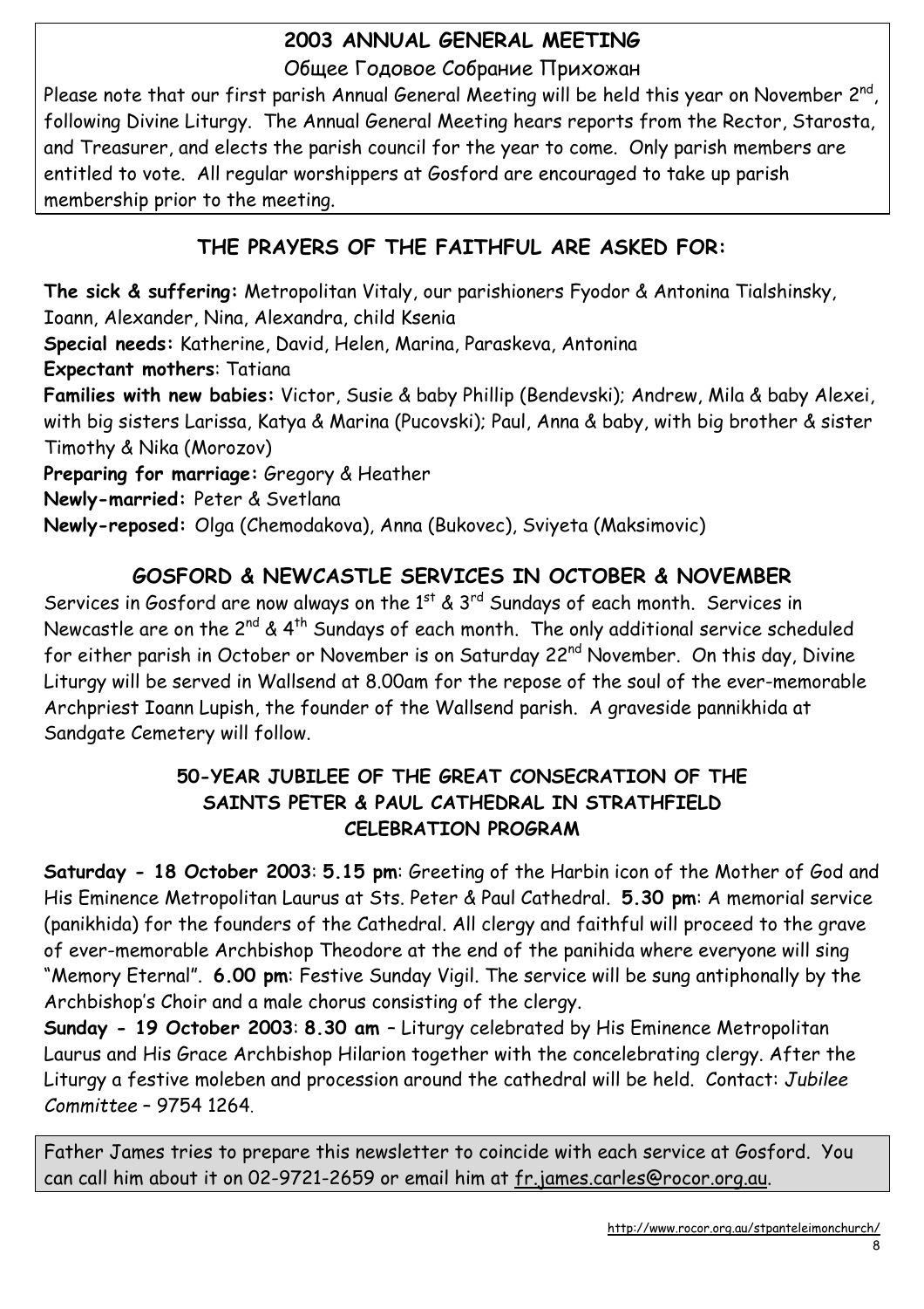## 2003 ANNUAL GENERAL MEETING

Общее Годовое Собрание Прихожан

Please note that our first parish Annual General Meeting will be held this year on November 2nd, following Divine Liturgy. The Annual General Meeting hears reports from the Rector, Starosta, and Treasurer, and elects the parish council for the year to come. Only parish members are entitled to vote. All regular worshippers at Gosford are encouraged to take up parish membership prior to the meeting.

## THE PRAYERS OF THE FAITHFUL ARE ASKED FOR:

**The sick & suffering:** Metropolitan Vitaly, our parishioners Fyodor & Antonina Tialshinsky, Ioann, Alexander, Nina, Alexandra, child Ksenia

**Special needs:** Katherine, David, Helen, Marina, Paraskeva, Antonina

**Expectant mothers**: Tatiana

**Families with new babies:** Victor, Susie & baby Phillip (Bendevski); Andrew, Mila & baby Alexei, with big sisters Larissa, Katya & Marina (Pucovski); Paul, Anna & baby, with big brother & sister Timothy & Nika (Morozov)

**Preparing for marriage:** Gregory & Heather

**Newly-married:** Peter & Svetlana

**Newly-reposed:** Olga (Chemodakova), Anna (Bukovec), Sviyeta (Maksimovic)

## GOSFORD & NEWCASTLE SERVICES IN OCTOBER & NOVEMBER

Services in Gosford are now always on the 1st & 3rd Sundays of each month. Services in Newcastle are on the 2nd & 4th Sundays of each month. The only additional service scheduled for either parish in October or November is on Saturday 22nd November. On this day, Divine Liturgy will be served in Wallsend at 8.00am for the repose of the soul of the ever-memorable Archpriest Ioann Lupish, the founder of the Wallsend parish. A graveside pannikhida at Sandgate Cemetery will follow.

## 50-YEAR JUBILEE OF THE GREAT CONSECRATION OF THE SAINTS PETER & PAUL CATHEDRAL IN STRATHFIELD CELEBRATION PROGRAM

**Saturday - 18 October 2003**: **5.15 pm**: Greeting of the Harbin icon of the Mother of God and His Eminence Metropolitan Laurus at Sts. Peter & Paul Cathedral. **5.30 pm**: A memorial service (panikhida) for the founders of the Cathedral. All clergy and faithful will proceed to the grave of ever-memorable Archbishop Theodore at the end of the panihida where everyone will sing "Memory Eternal". **6.00 pm**: Festive Sunday Vigil. The service will be sung antiphonally by the Archbishop's Choir and a male chorus consisting of the clergy.

**Sunday - 19 October 2003**: **8.30 am** – Liturgy celebrated by His Eminence Metropolitan Laurus and His Grace Archbishop Hilarion together with the concelebrating clergy. After the Liturgy a festive moleben and procession around the cathedral will be held. Contact: *Jubilee Committee* – 9754 1264.

Father James tries to prepare this newsletter to coincide with each service at Gosford. You can call him about it on 02-9721-2659 or email him at fr.james.carles@rocor.org.au.

http://www.rocor.org.au/stpanteleimonchurch/